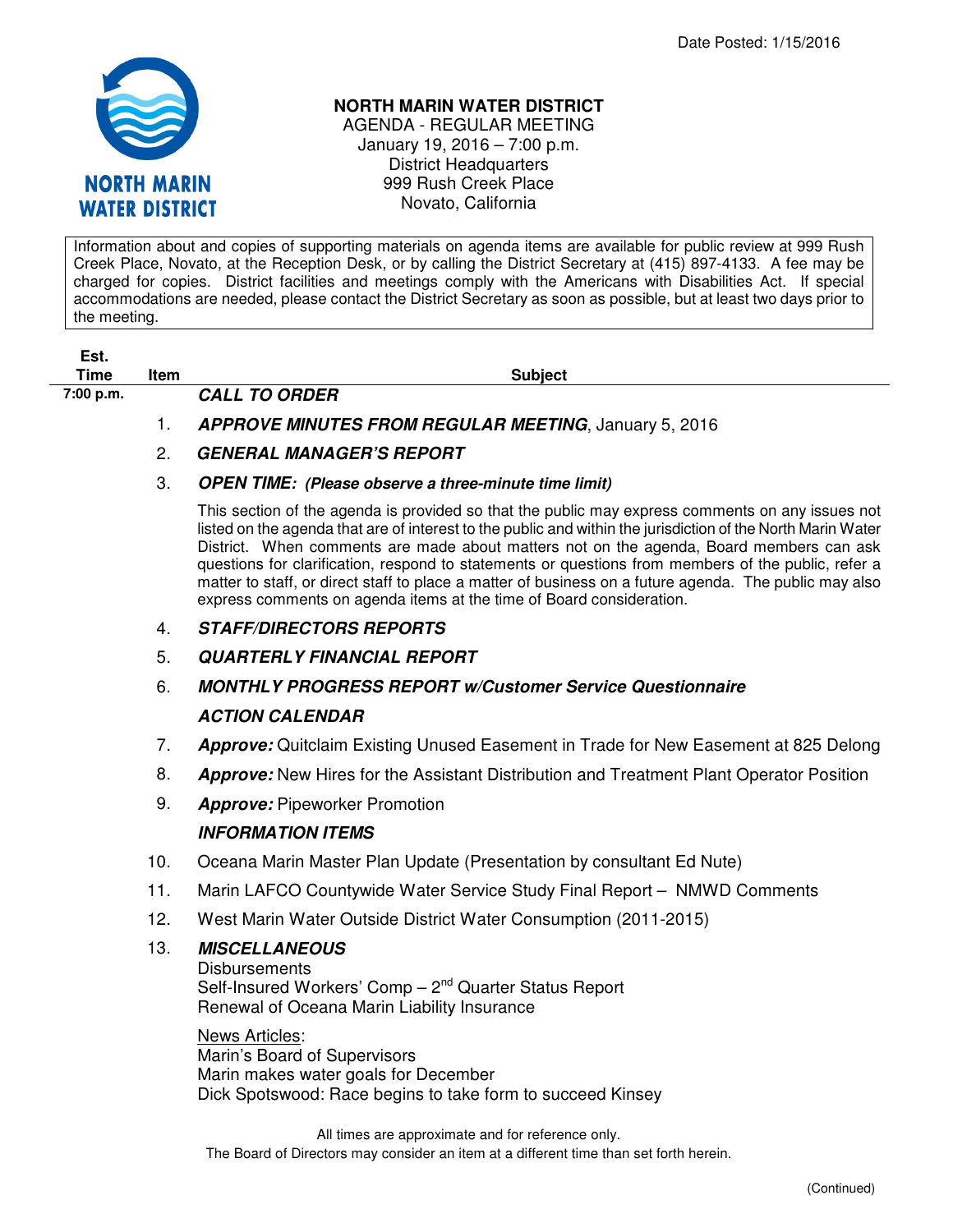Date Posted: 1/15/2016

# NORTH MARIN WATER DISTRICT

AGENDA - REGULAR MEETING
January 19, 2016 – 7:00 p.m.
District Headquarters
999 Rush Creek Place
Novato, California

Information about and copies of supporting materials on agenda items are available for public review at 999 Rush Creek Place, Novato, at the Reception Desk, or by calling the District Secretary at (415) 897-4133. A fee may be charged for copies. District facilities and meetings comply with the Americans with Disabilities Act. If special accommodations are needed, please contact the District Secretary as soon as possible, but at least two days prior to the meeting.

| Est. Time | Item | Subject |
|---|---|---|
| 7:00 p.m. | | ***CALL TO ORDER*** |
| | 1. | ***APPROVE MINUTES FROM REGULAR MEETING***, January 5, 2016 |
| | 2. | ***GENERAL MANAGER'S REPORT*** |
| | 3. | ***OPEN TIME: (Please observe a three-minute time limit)*** |
| | | This section of the agenda is provided so that the public may express comments on any issues not listed on the agenda that are of interest to the public and within the jurisdiction of the North Marin Water District. When comments are made about matters not on the agenda, Board members can ask questions for clarification, respond to statements or questions from members of the public, refer a matter to staff, or direct staff to place a matter of business on a future agenda. The public may also express comments on agenda items at the time of Board consideration. |
| | 4. | ***STAFF/DIRECTORS REPORTS*** |
| | 5. | ***QUARTERLY FINANCIAL REPORT*** |
| | 6. | ***MONTHLY PROGRESS REPORT w/Customer Service Questionnaire*** |
| | | ***ACTION CALENDAR*** |
| | 7. | ***Approve:*** Quitclaim Existing Unused Easement in Trade for New Easement at 825 Delong |
| | 8. | ***Approve:*** New Hires for the Assistant Distribution and Treatment Plant Operator Position |
| | 9. | ***Approve:*** Pipeworker Promotion |
| | | ***INFORMATION ITEMS*** |
| | 10. | Oceana Marin Master Plan Update (Presentation by consultant Ed Nute) |
| | 11. | Marin LAFCO Countywide Water Service Study Final Report – NMWD Comments |
| | 12. | West Marin Water Outside District Water Consumption (2011-2015) |
| | 13. | ***MISCELLANEOUS***<br>Disbursements<br>Self-Insured Workers' Comp – 2nd Quarter Status Report<br>Renewal of Oceana Marin Liability Insurance<br><br>News Articles:<br>Marin's Board of Supervisors<br>Marin makes water goals for December<br>Dick Spotswood: Race begins to take form to succeed Kinsey |

All times are approximate and for reference only.
The Board of Directors may consider an item at a different time than set forth herein.

(Continued)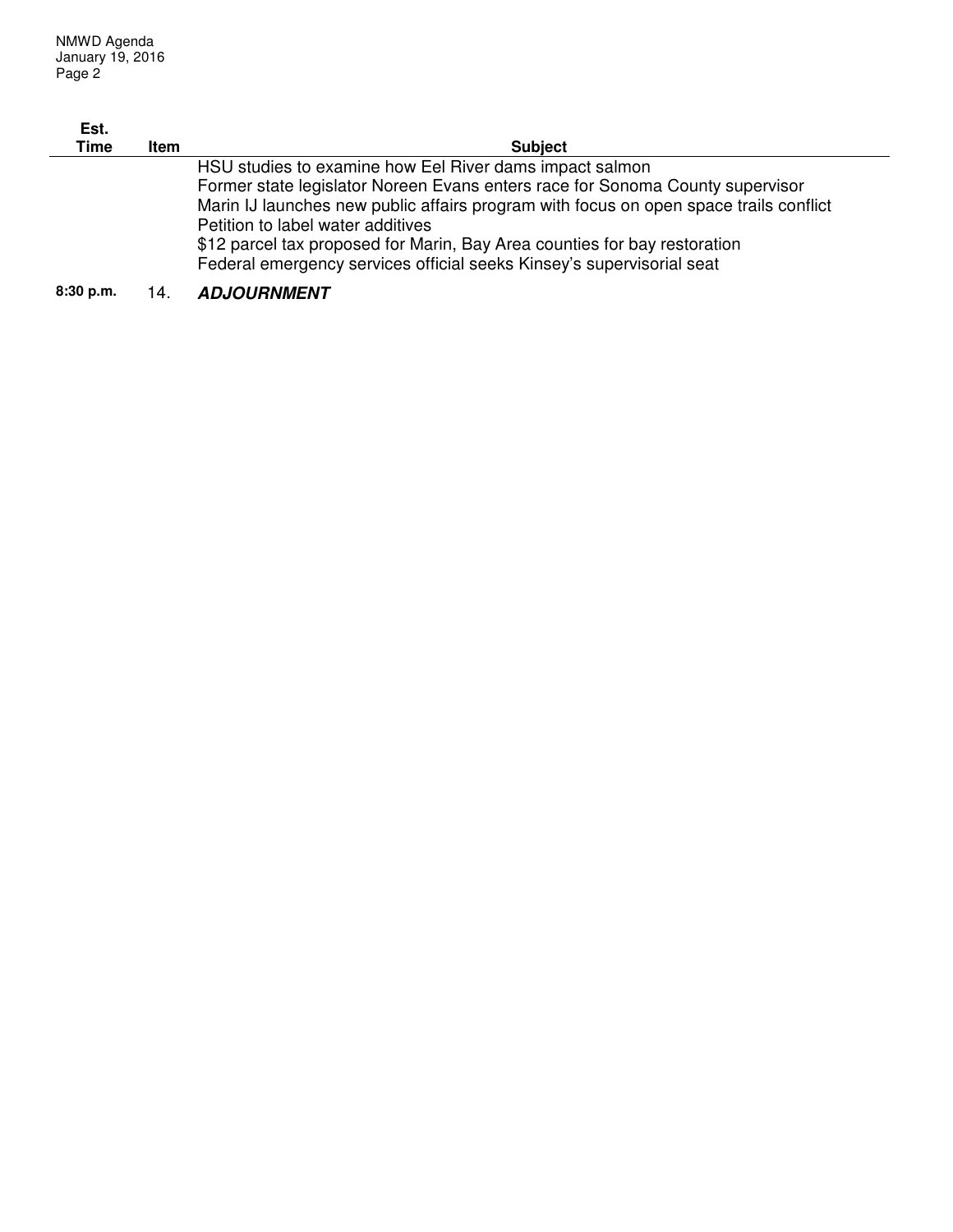| Est. Time | Item | Subject |
|---|---|---|
| | | HSU studies to examine how Eel River dams impact salmon |
| | | Former state legislator Noreen Evans enters race for Sonoma County supervisor |
| | | Marin IJ launches new public affairs program with focus on open space trails conflict |
| | | Petition to label water additives |
| | | $12 parcel tax proposed for Marin, Bay Area counties for bay restoration |
| | | Federal emergency services official seeks Kinsey's supervisorial seat |
| **8:30 p.m.** | 14. | ***ADJOURNMENT*** |